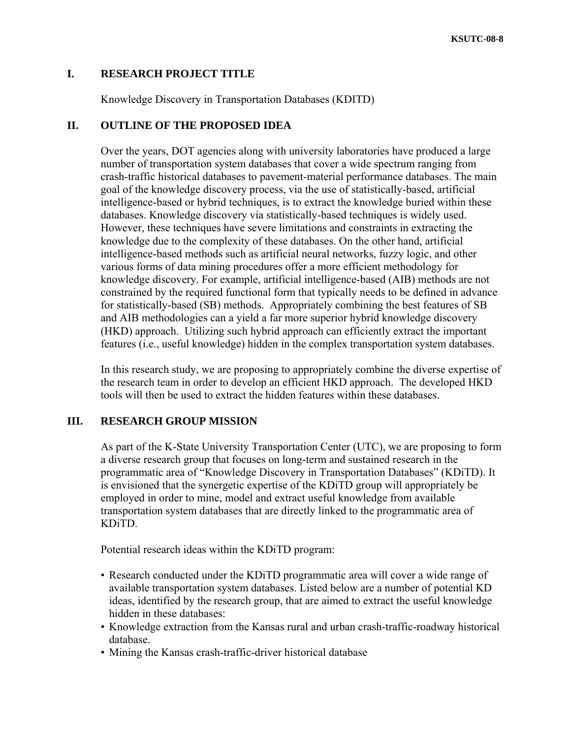## I. RESEARCH PROJECT TITLE

Knowledge Discovery in Transportation Databases (KDITD)

## II. OUTLINE OF THE PROPOSED IDEA

Over the years, DOT agencies along with university laboratories have produced a large number of transportation system databases that cover a wide spectrum ranging from crash-traffic historical databases to pavement-material performance databases. The main goal of the knowledge discovery process, via the use of statistically-based, artificial intelligence-based or hybrid techniques, is to extract the knowledge buried within these databases. Knowledge discovery via statistically-based techniques is widely used. However, these techniques have severe limitations and constraints in extracting the knowledge due to the complexity of these databases. On the other hand, artificial intelligence-based methods such as artificial neural networks, fuzzy logic, and other various forms of data mining procedures offer a more efficient methodology for knowledge discovery. For example, artificial intelligence-based (AIB) methods are not constrained by the required functional form that typically needs to be defined in advance for statistically-based (SB) methods. Appropriately combining the best features of SB and AIB methodologies can a yield a far more superior hybrid knowledge discovery (HKD) approach. Utilizing such hybrid approach can efficiently extract the important features (i.e., useful knowledge) hidden in the complex transportation system databases.

In this research study, we are proposing to appropriately combine the diverse expertise of the research team in order to develop an efficient HKD approach. The developed HKD tools will then be used to extract the hidden features within these databases.

## III. RESEARCH GROUP MISSION

As part of the K-State University Transportation Center (UTC), we are proposing to form a diverse research group that focuses on long-term and sustained research in the programmatic area of "Knowledge Discovery in Transportation Databases" (KDiTD). It is envisioned that the synergetic expertise of the KDiTD group will appropriately be employed in order to mine, model and extract useful knowledge from available transportation system databases that are directly linked to the programmatic area of KDiTD.

Potential research ideas within the KDiTD program:

- Research conducted under the KDiTD programmatic area will cover a wide range of available transportation system databases. Listed below are a number of potential KD ideas, identified by the research group, that are aimed to extract the useful knowledge hidden in these databases:
- Knowledge extraction from the Kansas rural and urban crash-traffic-roadway historical database.
- Mining the Kansas crash-traffic-driver historical database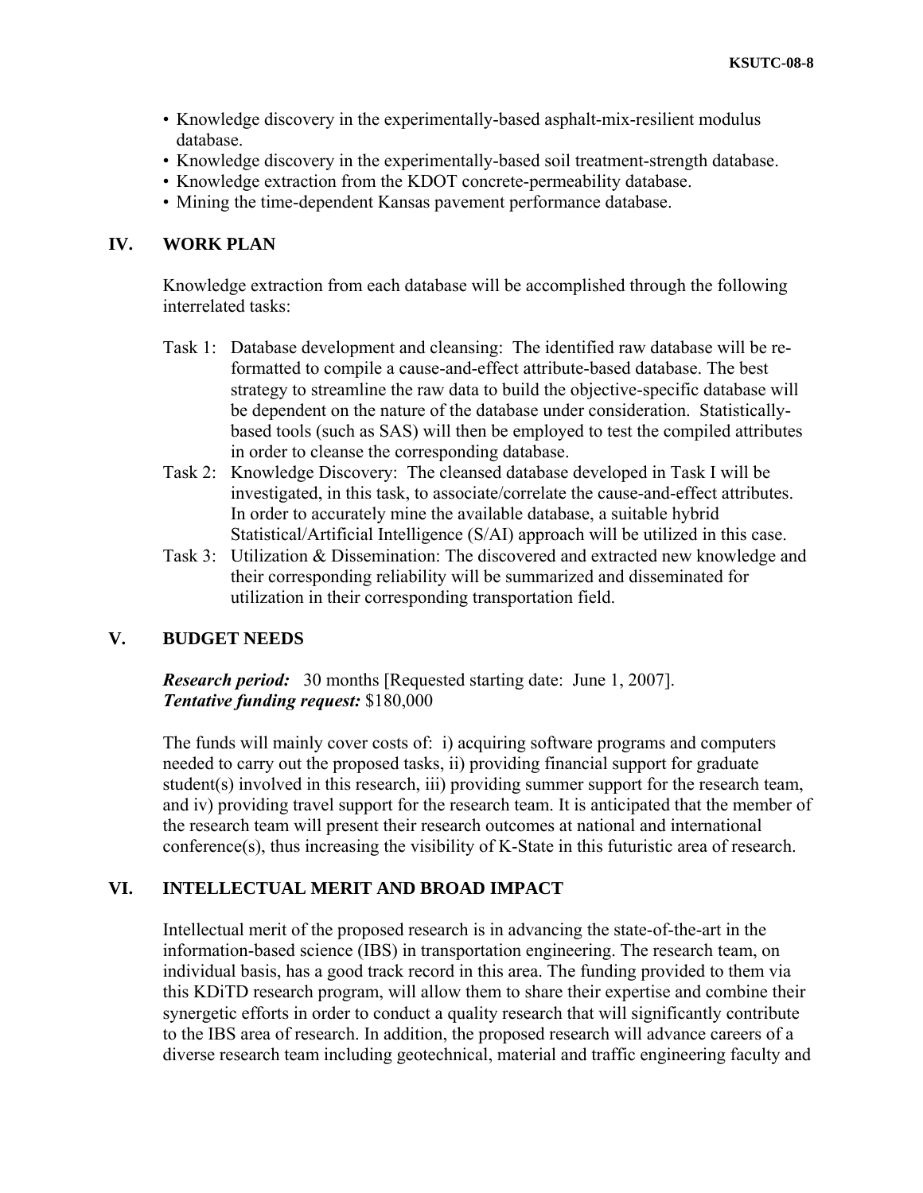- Knowledge discovery in the experimentally-based asphalt-mix-resilient modulus database.
- Knowledge discovery in the experimentally-based soil treatment-strength database.
- Knowledge extraction from the KDOT concrete-permeability database.
- Mining the time-dependent Kansas pavement performance database.

## IV. WORK PLAN

Knowledge extraction from each database will be accomplished through the following interrelated tasks:

Task 1: Database development and cleansing: The identified raw database will be re-formatted to compile a cause-and-effect attribute-based database. The best strategy to streamline the raw data to build the objective-specific database will be dependent on the nature of the database under consideration. Statistically-based tools (such as SAS) will then be employed to test the compiled attributes in order to cleanse the corresponding database.

Task 2: Knowledge Discovery: The cleansed database developed in Task I will be investigated, in this task, to associate/correlate the cause-and-effect attributes. In order to accurately mine the available database, a suitable hybrid Statistical/Artificial Intelligence (S/AI) approach will be utilized in this case.

Task 3: Utilization & Dissemination: The discovered and extracted new knowledge and their corresponding reliability will be summarized and disseminated for utilization in their corresponding transportation field.

## V. BUDGET NEEDS

***Research period:*** 30 months [Requested starting date: June 1, 2007].
***Tentative funding request:*** $180,000

The funds will mainly cover costs of: i) acquiring software programs and computers needed to carry out the proposed tasks, ii) providing financial support for graduate student(s) involved in this research, iii) providing summer support for the research team, and iv) providing travel support for the research team. It is anticipated that the member of the research team will present their research outcomes at national and international conference(s), thus increasing the visibility of K-State in this futuristic area of research.

## VI. INTELLECTUAL MERIT AND BROAD IMPACT

Intellectual merit of the proposed research is in advancing the state-of-the-art in the information-based science (IBS) in transportation engineering. The research team, on individual basis, has a good track record in this area. The funding provided to them via this KDiTD research program, will allow them to share their expertise and combine their synergetic efforts in order to conduct a quality research that will significantly contribute to the IBS area of research. In addition, the proposed research will advance careers of a diverse research team including geotechnical, material and traffic engineering faculty and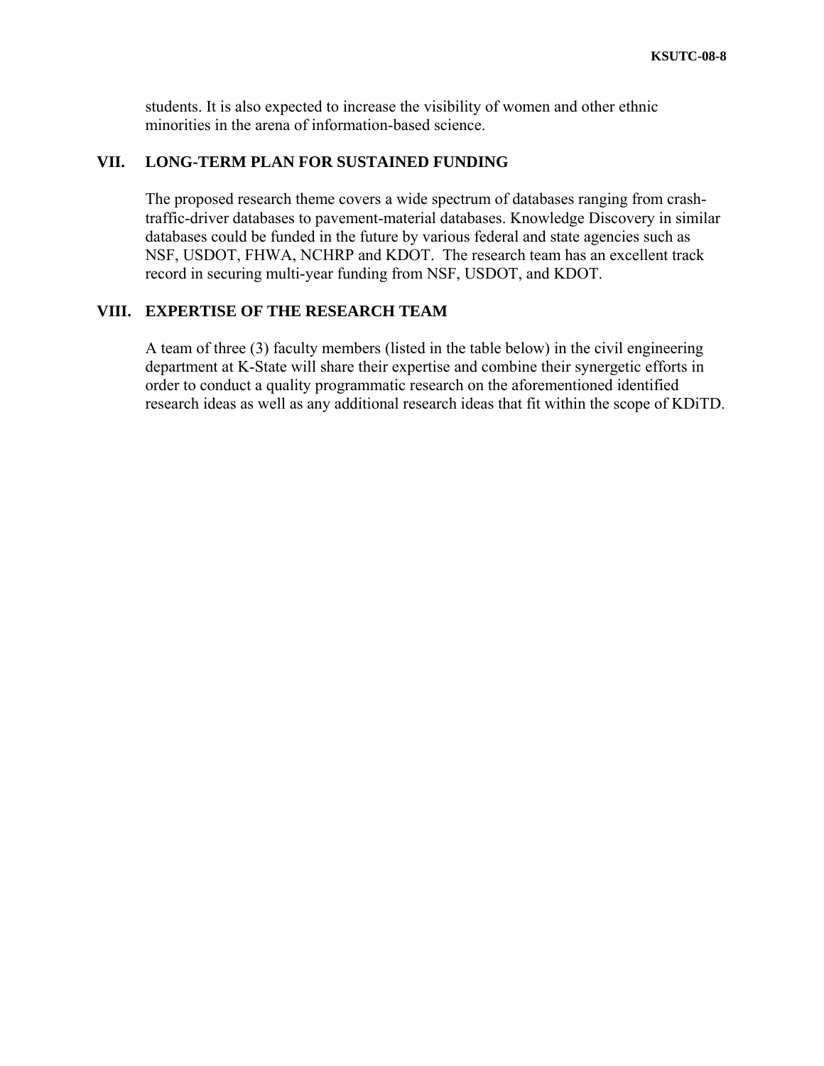students. It is also expected to increase the visibility of women and other ethnic minorities in the arena of information-based science.

## VII. LONG-TERM PLAN FOR SUSTAINED FUNDING

The proposed research theme covers a wide spectrum of databases ranging from crash-traffic-driver databases to pavement-material databases. Knowledge Discovery in similar databases could be funded in the future by various federal and state agencies such as NSF, USDOT, FHWA, NCHRP and KDOT. The research team has an excellent track record in securing multi-year funding from NSF, USDOT, and KDOT.

## VIII. EXPERTISE OF THE RESEARCH TEAM

A team of three (3) faculty members (listed in the table below) in the civil engineering department at K-State will share their expertise and combine their synergetic efforts in order to conduct a quality programmatic research on the aforementioned identified research ideas as well as any additional research ideas that fit within the scope of KDiTD.